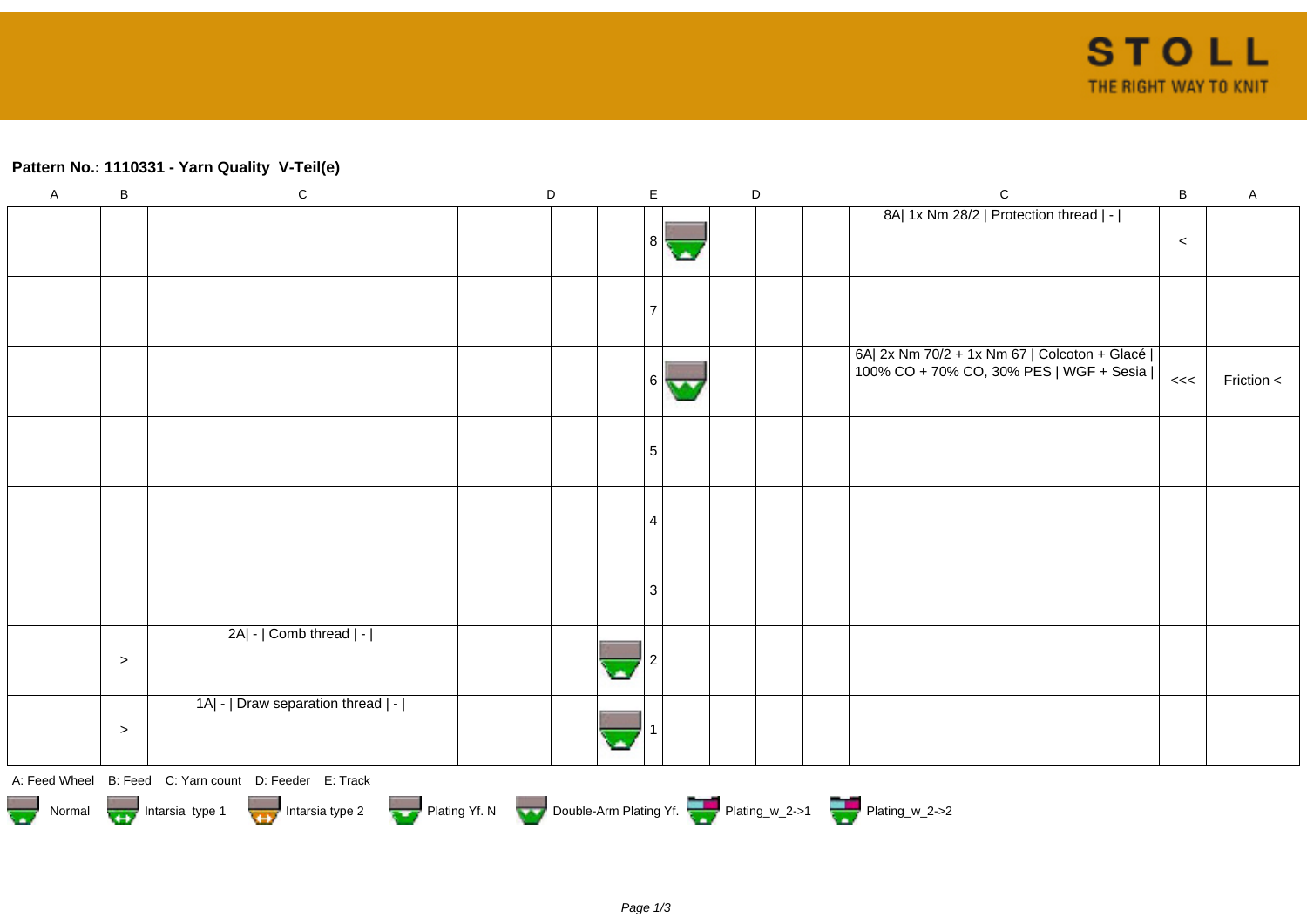**Pattern No.: 1110331 - Yarn Quality  V-Teil(e)**

| A | B | C | D | D | D | D | E | D | D | D | D | C | B | A |
|---|---|---|---|---|---|---|---|---|---|---|---|---|---|---|
| | | | | | | | 8 | | | | | 8A\| 1x Nm 28/2 \| Protection thread \| - \| | < | |
| | | | | | | | 7 | | | | | | | |
| | | | | | | | 6 | | | | | 6A\| 2x Nm 70/2 + 1x Nm 67 \| Colcoton + Glacé \| 100% CO + 70% CO, 30% PES \| WGF + Sesia \| | <<< | Friction < |
| | | | | | | | 5 | | | | | | | |
| | | | | | | | 4 | | | | | | | |
| | | | | | | | 3 | | | | | | | |
| | > | 2A\| - \| Comb thread \| - \| | | | | | 2 | | | | | | | |
| | > | 1A\| - \| Draw separation thread \| - \| | | | | | 1 | | | | | | | |

A: Feed Wheel   B: Feed   C: Yarn count   D: Feeder   E: Track

Normal   Intarsia type 1   Intarsia type 2   Plating Yf. N   Double-Arm Plating Yf.   Plating_w_2->1   Plating_w_2->2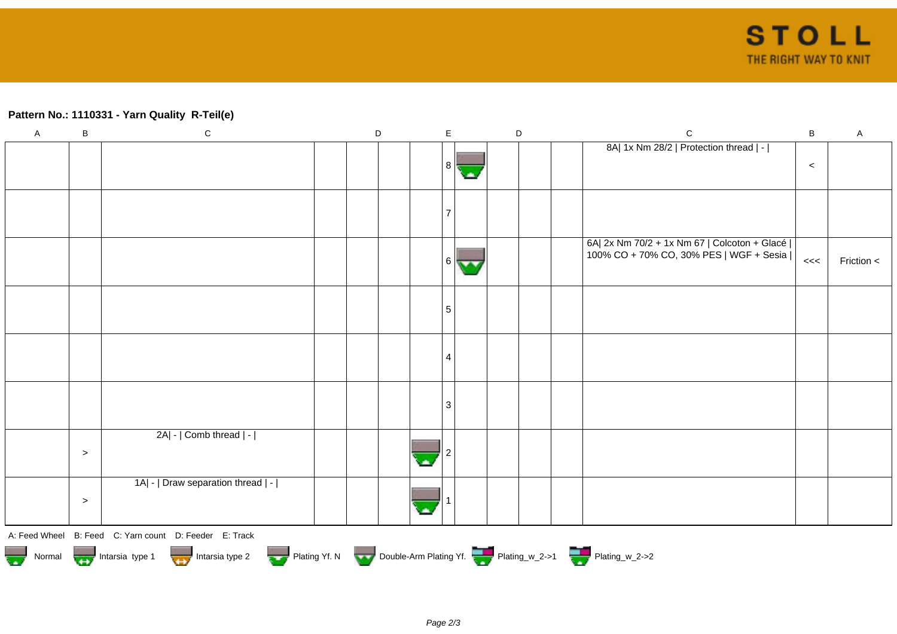**Pattern No.: 1110331 - Yarn Quality  R-Teil(e)**

| A | B | C | D | | | | E | | D | | | C | B | A |
|---|---|---|---|---|---|---|---|---|---|---|---|---|---|---|
| | | | | | | | 8 | | | | | 8A\| 1x Nm 28/2 \| Protection thread \| - \| | < | |
| | | | | | | | 7 | | | | | | | |
| | | | | | | | 6 | | | | | 6A\| 2x Nm 70/2 + 1x Nm 67 \| Colcoton + Glacé \| 100% CO + 70% CO, 30% PES \| WGF + Sesia \| | <<< | Friction < |
| | | | | | | | 5 | | | | | | | |
| | | | | | | | 4 | | | | | | | |
| | | | | | | | 3 | | | | | | | |
| | > | 2A\| - \| Comb thread \| - \| | | | | | 2 | | | | | | | |
| | > | 1A\| - \| Draw separation thread \| - \| | | | | | 1 | | | | | | | |

A: Feed Wheel   B: Feed   C: Yarn count   D: Feeder   E: Track

Normal   Intarsia type 1   Intarsia type 2   Plating Yf. N   Double-Arm Plating Yf.   Plating_w_2->1   Plating_w_2->2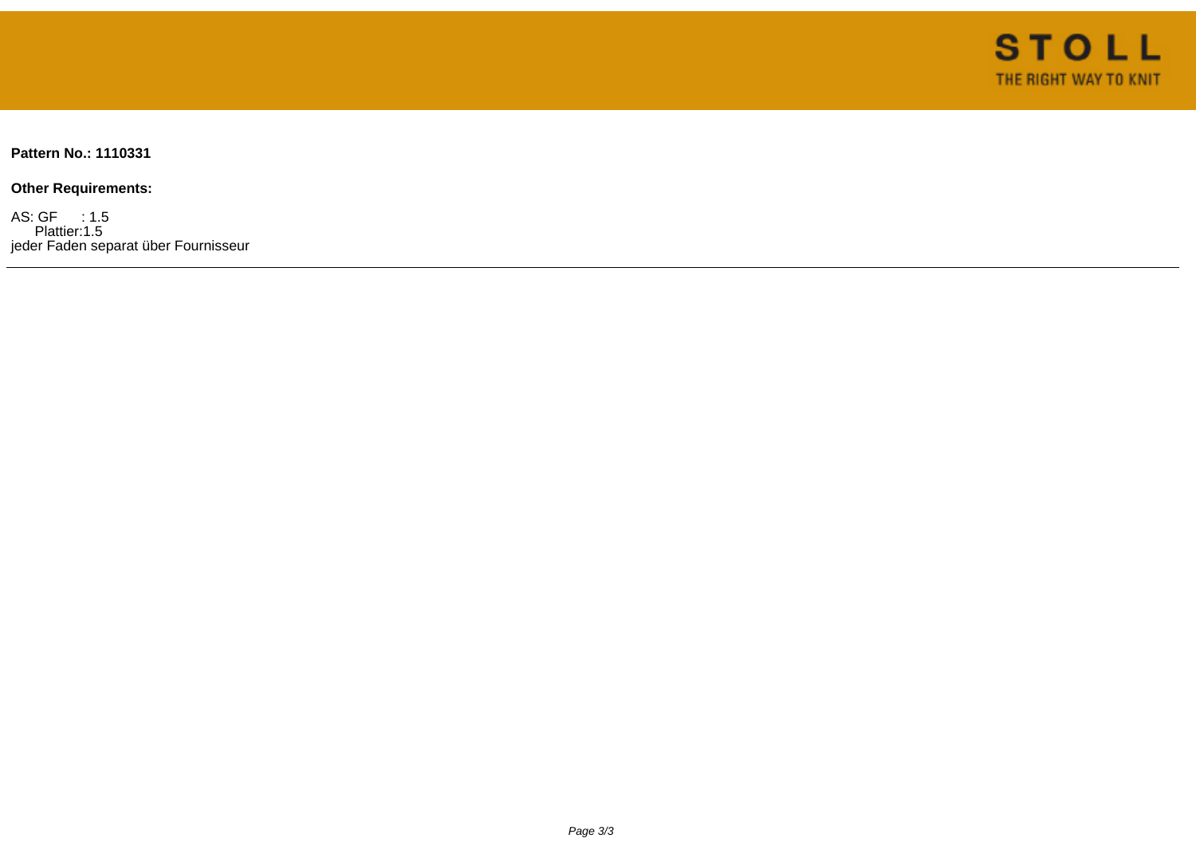**Pattern No.: 1110331**

**Other Requirements:**

AS: GF : 1.5
Plattier:1.5
jeder Faden separat über Fournisseur

---